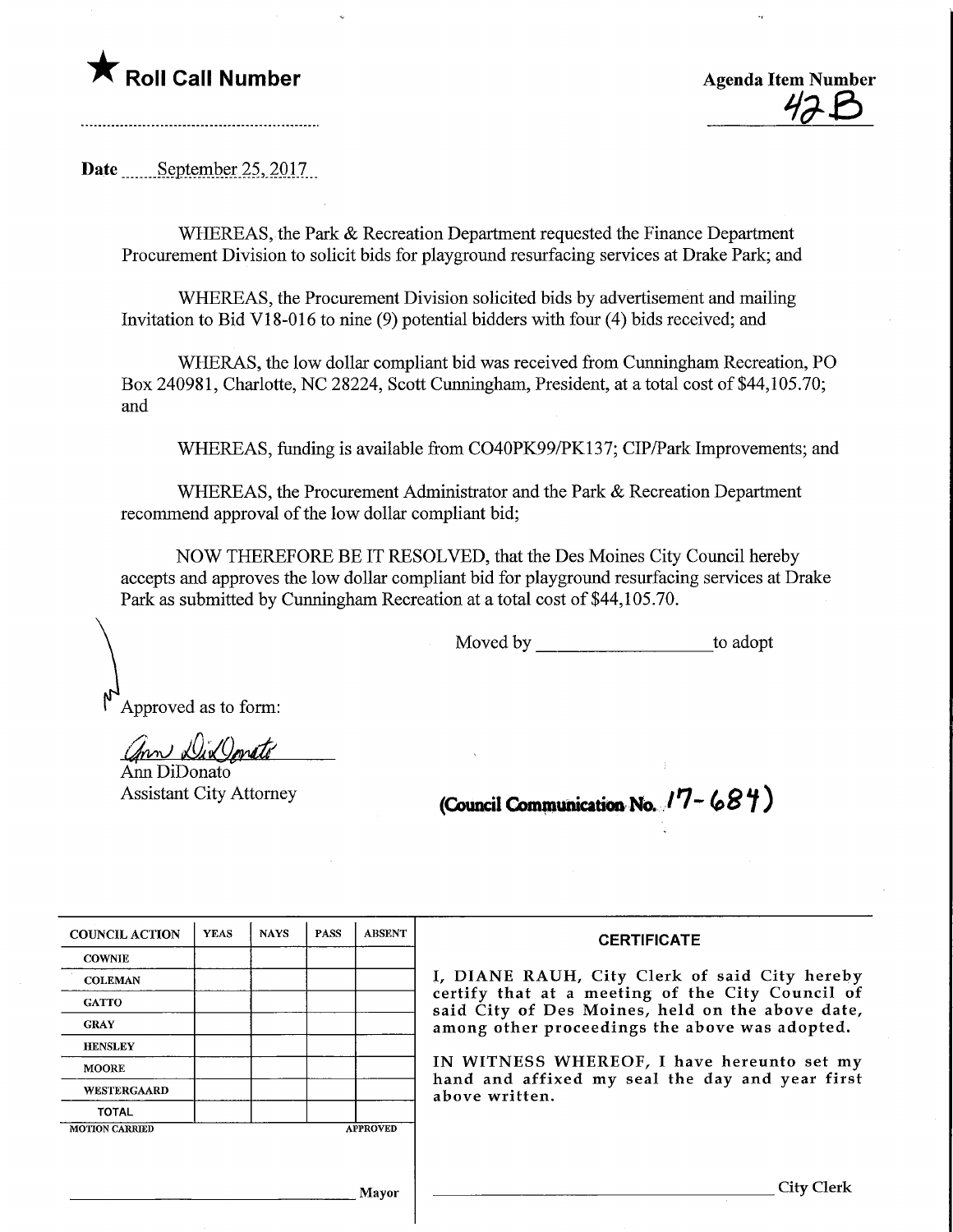★ **Roll Call Number**

**Agenda Item Number**
42B

**Date** September 25, 2017

WHEREAS, the Park & Recreation Department requested the Finance Department Procurement Division to solicit bids for playground resurfacing services at Drake Park; and

WHEREAS, the Procurement Division solicited bids by advertisement and mailing Invitation to Bid V18-016 to nine (9) potential bidders with four (4) bids received; and

WHERAS, the low dollar compliant bid was received from Cunningham Recreation, PO Box 240981, Charlotte, NC 28224, Scott Cunningham, President, at a total cost of $44,105.70; and

WHEREAS, funding is available from CO40PK99/PK137; CIP/Park Improvements; and

WHEREAS, the Procurement Administrator and the Park & Recreation Department recommend approval of the low dollar compliant bid;

NOW THEREFORE BE IT RESOLVED, that the Des Moines City Council hereby accepts and approves the low dollar compliant bid for playground resurfacing services at Drake Park as submitted by Cunningham Recreation at a total cost of $44,105.70.

Moved by ____________________ to adopt

Approved as to form:

Ann DiDonato
Ann DiDonato
Assistant City Attorney

**(Council Communication No. 17-684)**

| COUNCIL ACTION | YEAS | NAYS | PASS | ABSENT |
|---|---|---|---|---|
| COWNIE | | | | |
| COLEMAN | | | | |
| GATTO | | | | |
| GRAY | | | | |
| HENSLEY | | | | |
| MOORE | | | | |
| WESTERGAARD | | | | |
| TOTAL | | | | |
| MOTION CARRIED | | | | APPROVED |

______________________________ Mayor

**CERTIFICATE**

I, DIANE RAUH, City Clerk of said City hereby certify that at a meeting of the City Council of said City of Des Moines, held on the above date, among other proceedings the above was adopted.

IN WITNESS WHEREOF, I have hereunto set my hand and affixed my seal the day and year first above written.

______________________________ City Clerk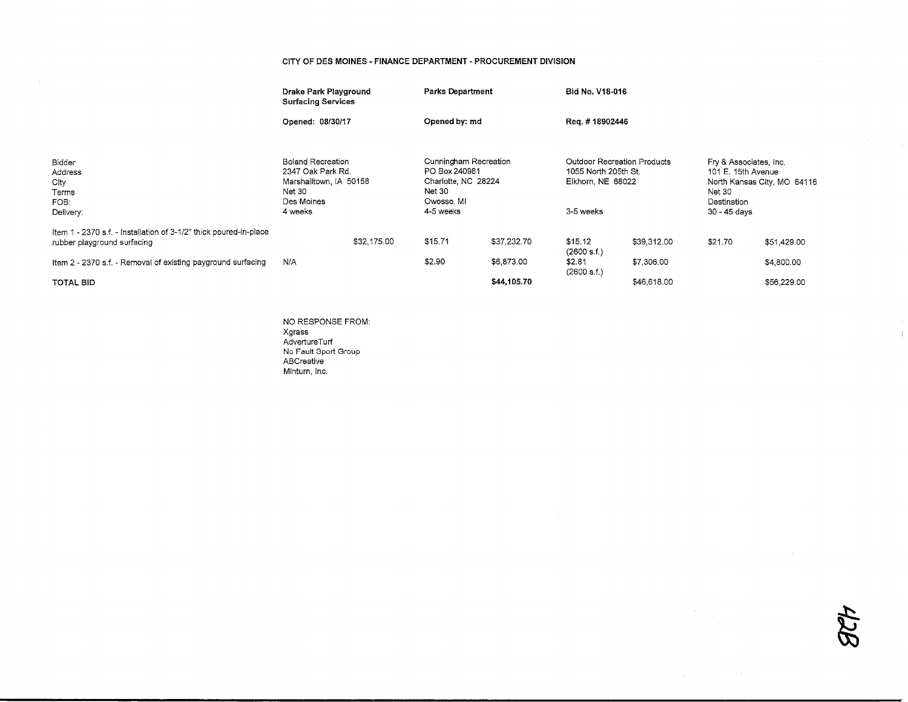# CITY OF DES MOINES - FINANCE DEPARTMENT - PROCUREMENT DIVISION

| | | | | |
|---|---|---|---|---|
| **Drake Park Playground Surfacing Services** | **Parks Department** | **Bid No. V18-016** | | |
| **Opened: 08/30/17** | **Opened by: md** | **Req. # 18902446** | | |

| | | | | | | | | |
|---|---|---|---|---|---|---|---|---|
| Bidder | Boland Recreation | | Cunningham Recreation | | Outdoor Recreation Products | | Fry & Associates, Inc. | |
| Address | 2347 Oak Park Rd. | | PO Box 240981 | | 1055 North 205th St. | | 101 E. 15th Avenue | |
| City | Marshalltown, IA 50158 | | Charlotte, NC 28224 | | Elkhorn, NE 68022 | | North Kansas City, MO 64116 | |
| Terms | Net 30 | | Net 30 | | | | Net 30 | |
| FOB: | Des Moines | | Owosso, MI | | | | Destination | |
| Delivery: | 4 weeks | | 4-5 weeks | | 3-5 weeks | | 30 - 45 days | |
| Item 1 - 2370 s.f. - Installation of 3-1/2" thick poured-in-place rubber playground surfacing | | $32,175.00 | $15.71 | $37,232.70 | $15.12 (2600 s.f.) | $39,312.00 | $21.70 | $51,429.00 |
| Item 2 - 2370 s.f. - Removal of existing payground surfacing | N/A | | $2.90 | $6,873.00 | $2.81 (2600 s.f.) | $7,306.00 | | $4,800.00 |
| **TOTAL BID** | | | | **$44,105.70** | | $46,618.00 | | $56,229.00 |

NO RESPONSE FROM:
Xgrass
AdvertureTurf
No Fault Sport Group
ABCreative
Minturn, Inc.

42B